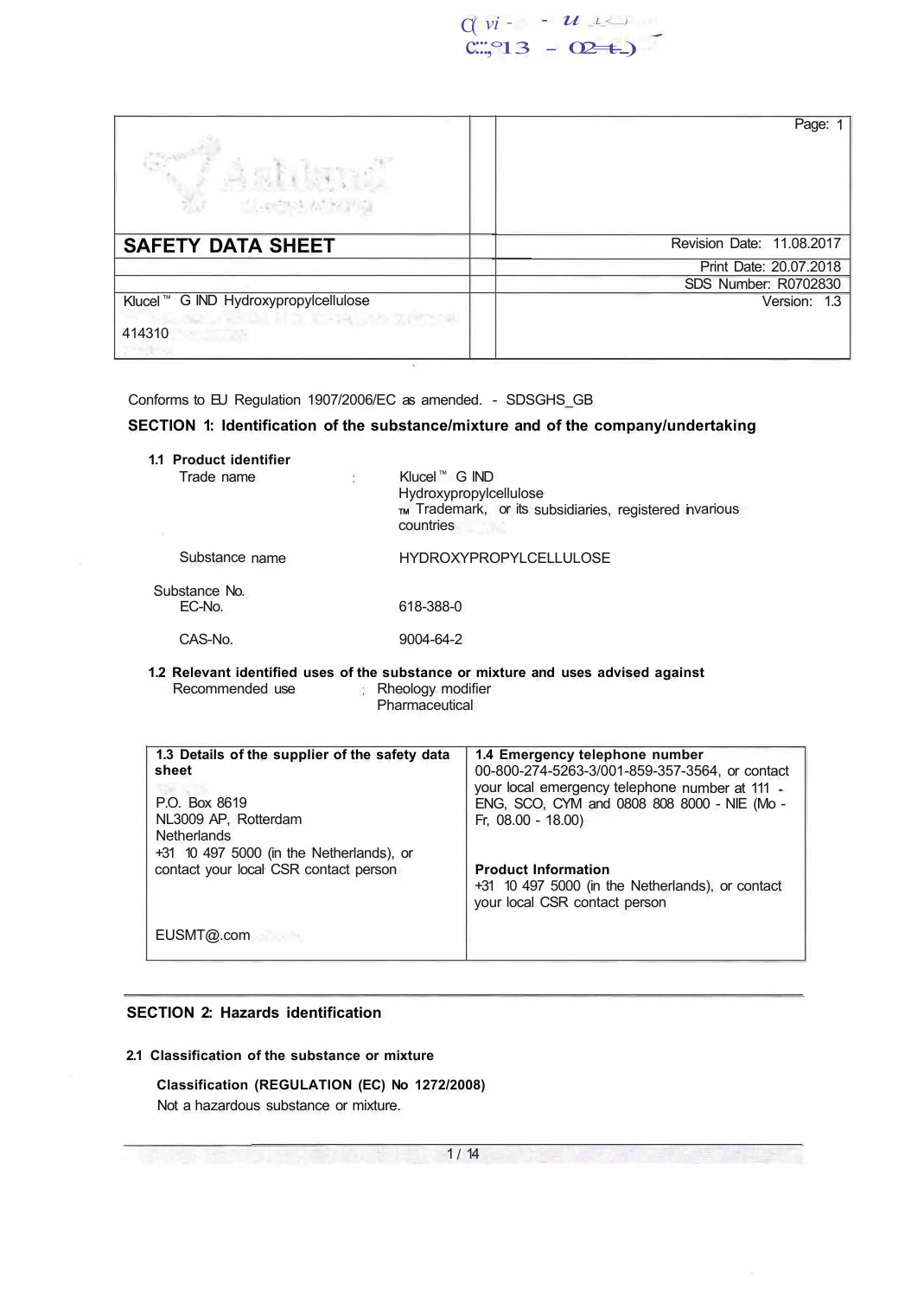| | Page: 1 |
|---|---|
| **SAFETY DATA SHEET** | Revision Date: 11.08.2017 |
| | Print Date: 20.07.2018 |
| | SDS Number: R0702830 |
| Klucel™ G IND Hydroxypropylcellulose<br>414310 | Version: 1.3 |

Conforms to EU Regulation 1907/2006/EC as amended. - SDSGHS_GB

## SECTION 1: Identification of the substance/mixture and of the company/undertaking

### 1.1 Product identifier

Trade name : Klucel™ G IND
Hydroxypropylcellulose
™ Trademark, or its subsidiaries, registered in various countries

Substance name : HYDROXYPROPYLCELLULOSE

Substance No.
EC-No. : 618-388-0

CAS-No. : 9004-64-2

### 1.2 Relevant identified uses of the substance or mixture and uses advised against

Recommended use : Rheology modifier
Pharmaceutical

| 1.3 Details of the supplier of the safety data sheet | 1.4 Emergency telephone number |
|---|---|
| P.O. Box 8619<br>NL3009 AP, Rotterdam<br>Netherlands<br>+31 10 497 5000 (in the Netherlands), or contact your local CSR contact person<br><br>EUSMT@.com | 00-800-274-5263-3/001-859-357-3564, or contact your local emergency telephone number at 111 - ENG, SCO, CYM and 0808 808 8000 - NIE (Mo - Fr, 08.00 - 18.00)<br><br>**Product Information**<br>+31 10 497 5000 (in the Netherlands), or contact your local CSR contact person |

## SECTION 2: Hazards identification

### 2.1 Classification of the substance or mixture

**Classification (REGULATION (EC) No 1272/2008)**

Not a hazardous substance or mixture.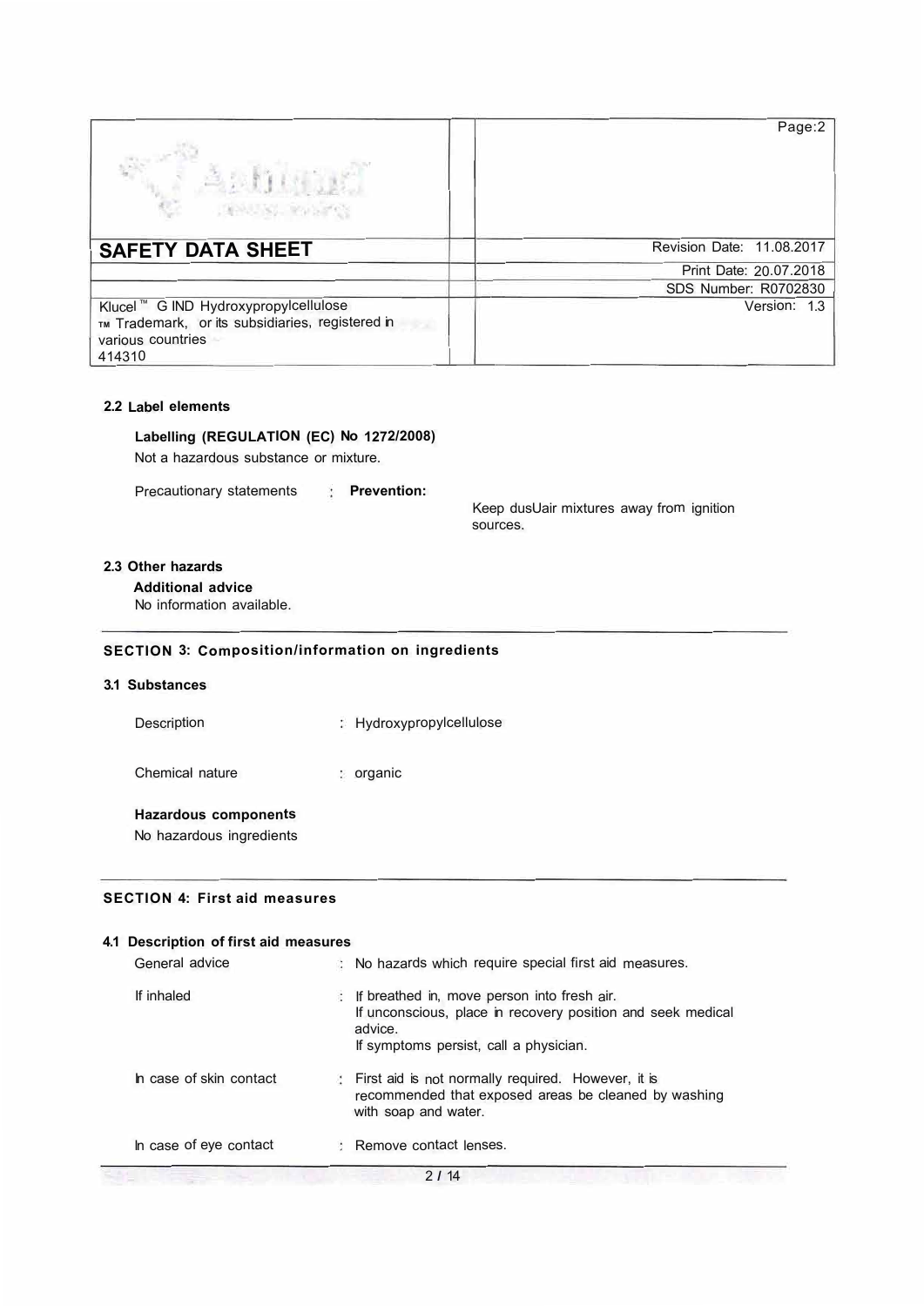### 2.2 Label elements

**Labelling (REGULATION (EC) No 1272/2008)**

Not a hazardous substance or mixture.

Precautionary statements : **Prevention:**

Keep dusUair mixtures away from ignition sources.

### 2.3 Other hazards

**Additional advice**

No information available.

## SECTION 3: Composition/information on ingredients

### 3.1 Substances

Description : Hydroxypropylcellulose

Chemical nature : organic

**Hazardous components**

No hazardous ingredients

## SECTION 4: First aid measures

### 4.1 Description of first aid measures

General advice : No hazards which require special first aid measures.

If inhaled : If breathed in, move person into fresh air.
If unconscious, place in recovery position and seek medical advice.
If symptoms persist, call a physician.

In case of skin contact : First aid is not normally required. However, it is recommended that exposed areas be cleaned by washing with soap and water.

In case of eye contact : Remove contact lenses.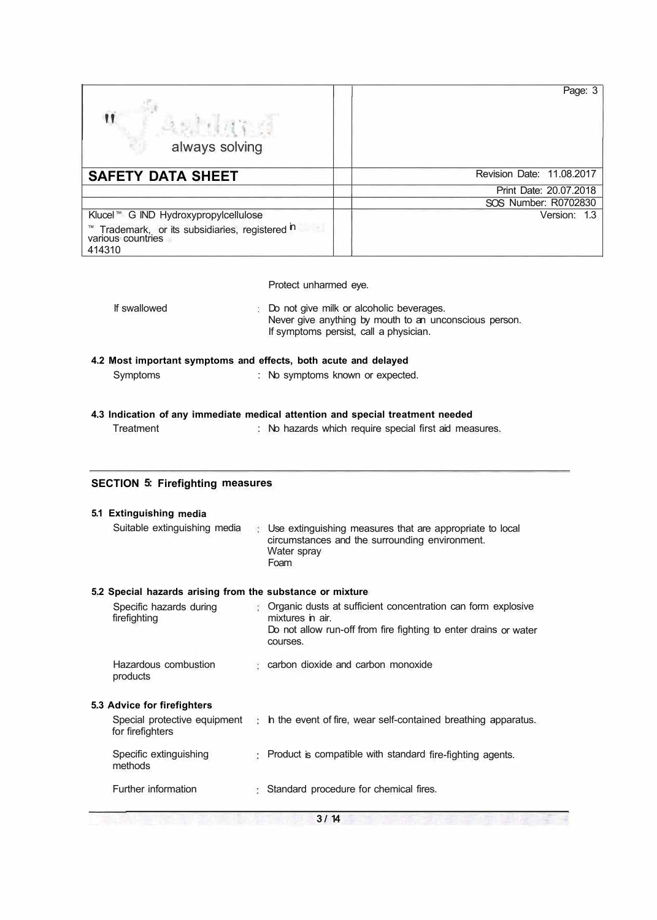Protect unharmed eye.

| | |
|---|---|
| If swallowed | : Do not give milk or alcoholic beverages.<br>Never give anything by mouth to an unconscious person.<br>If symptoms persist, call a physician. |

### 4.2 Most important symptoms and effects, both acute and delayed

| | |
|---|---|
| Symptoms | : No symptoms known or expected. |

### 4.3 Indication of any immediate medical attention and special treatment needed

| | |
|---|---|
| Treatment | : No hazards which require special first aid measures. |

## SECTION 5: Firefighting measures

### 5.1 Extinguishing media

| | |
|---|---|
| Suitable extinguishing media | : Use extinguishing measures that are appropriate to local circumstances and the surrounding environment.<br>Water spray<br>Foam |

### 5.2 Special hazards arising from the substance or mixture

| | |
|---|---|
| Specific hazards during firefighting | : Organic dusts at sufficient concentration can form explosive mixtures in air.<br>Do not allow run-off from fire fighting to enter drains or water courses. |
| Hazardous combustion products | : carbon dioxide and carbon monoxide |

### 5.3 Advice for firefighters

| | |
|---|---|
| Special protective equipment for firefighters | : In the event of fire, wear self-contained breathing apparatus. |
| Specific extinguishing methods | : Product is compatible with standard fire-fighting agents. |
| Further information | : Standard procedure for chemical fires. |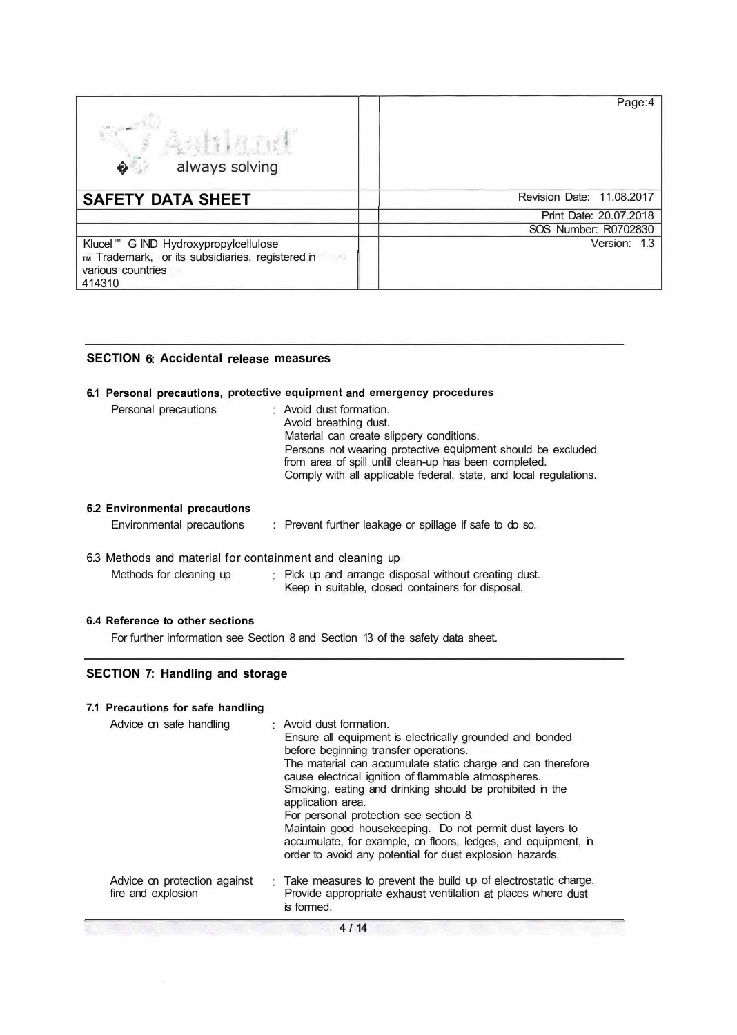## SECTION 6: Accidental release measures

### 6.1 Personal precautions, protective equipment and emergency procedures

| | |
|---|---|
| Personal precautions | : Avoid dust formation.<br>Avoid breathing dust.<br>Material can create slippery conditions.<br>Persons not wearing protective equipment should be excluded from area of spill until clean-up has been completed.<br>Comply with all applicable federal, state, and local regulations. |

### 6.2 Environmental precautions

| | |
|---|---|
| Environmental precautions | : Prevent further leakage or spillage if safe to do so. |

### 6.3 Methods and material for containment and cleaning up

| | |
|---|---|
| Methods for cleaning up | : Pick up and arrange disposal without creating dust.<br>Keep in suitable, closed containers for disposal. |

### 6.4 Reference to other sections

For further information see Section 8 and Section 13 of the safety data sheet.

## SECTION 7: Handling and storage

### 7.1 Precautions for safe handling

| | |
|---|---|
| Advice on safe handling | : Avoid dust formation.<br>Ensure all equipment is electrically grounded and bonded before beginning transfer operations.<br>The material can accumulate static charge and can therefore cause electrical ignition of flammable atmospheres.<br>Smoking, eating and drinking should be prohibited in the application area.<br>For personal protection see section 8.<br>Maintain good housekeeping. Do not permit dust layers to accumulate, for example, on floors, ledges, and equipment, in order to avoid any potential for dust explosion hazards. |
| Advice on protection against fire and explosion | : Take measures to prevent the build up of electrostatic charge.<br>Provide appropriate exhaust ventilation at places where dust is formed. |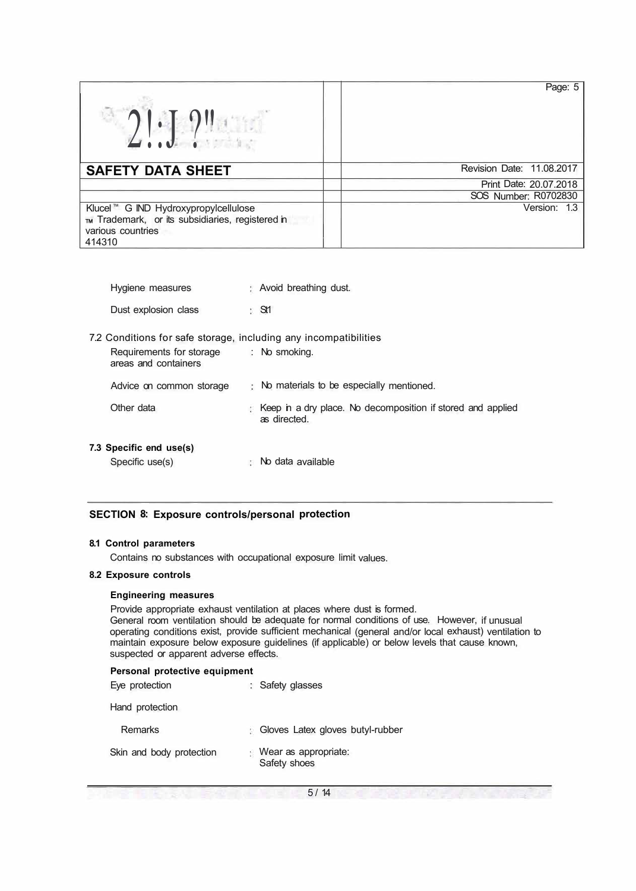| Hygiene measures | : Avoid breathing dust. |
| --- | --- |
| Dust explosion class | : St1 |

7.2 Conditions for safe storage, including any incompatibilities

| Requirements for storage areas and containers | : No smoking. |
| --- | --- |
| Advice on common storage | : No materials to be especially mentioned. |
| Other data | : Keep in a dry place. No decomposition if stored and applied as directed. |

**7.3 Specific end use(s)**

| Specific use(s) | : No data available |
| --- | --- |

## SECTION 8: Exposure controls/personal protection

**8.1 Control parameters**

Contains no substances with occupational exposure limit values.

**8.2 Exposure controls**

**Engineering measures**

Provide appropriate exhaust ventilation at places where dust is formed.
General room ventilation should be adequate for normal conditions of use. However, if unusual operating conditions exist, provide sufficient mechanical (general and/or local exhaust) ventilation to maintain exposure below exposure guidelines (if applicable) or below levels that cause known, suspected or apparent adverse effects.

**Personal protective equipment**

| Eye protection | : Safety glasses |
| --- | --- |
| Hand protection | |
| Remarks | : Gloves Latex gloves butyl-rubber |
| Skin and body protection | : Wear as appropriate: Safety shoes |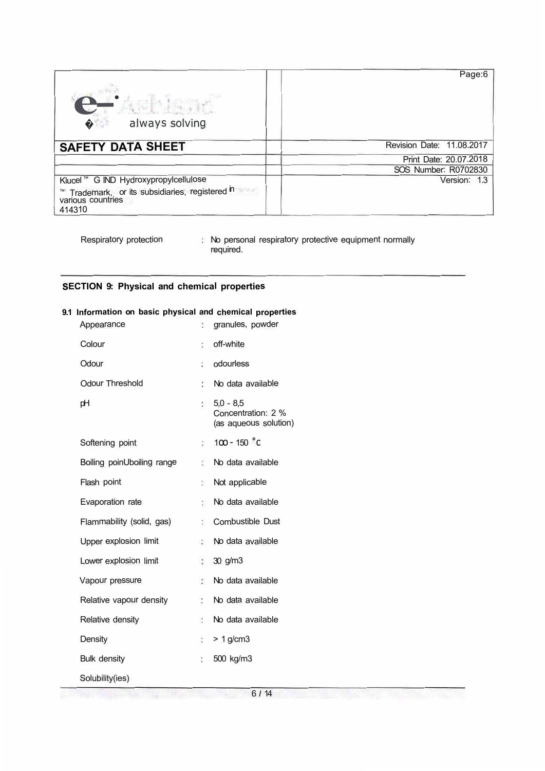Respiratory protection : No personal respiratory protective equipment normally required.

## SECTION 9: Physical and chemical properties

### 9.1 Information on basic physical and chemical properties

| | | |
|---|---|---|
| Appearance | : | granules, powder |
| Colour | : | off-white |
| Odour | : | odourless |
| Odour Threshold | : | No data available |
| pH | : | 5,0 - 8,5<br>Concentration: 2 %<br>(as aqueous solution) |
| Softening point | : | 100 - 150 °C |
| Boiling poinUboiling range | : | No data available |
| Flash point | : | Not applicable |
| Evaporation rate | : | No data available |
| Flammability (solid, gas) | : | Combustible Dust |
| Upper explosion limit | : | No data available |
| Lower explosion limit | : | 30 g/m3 |
| Vapour pressure | : | No data available |
| Relative vapour density | : | No data available |
| Relative density | : | No data available |
| Density | : | > 1 g/cm3 |
| Bulk density | : | 500 kg/m3 |

Solubility(ies)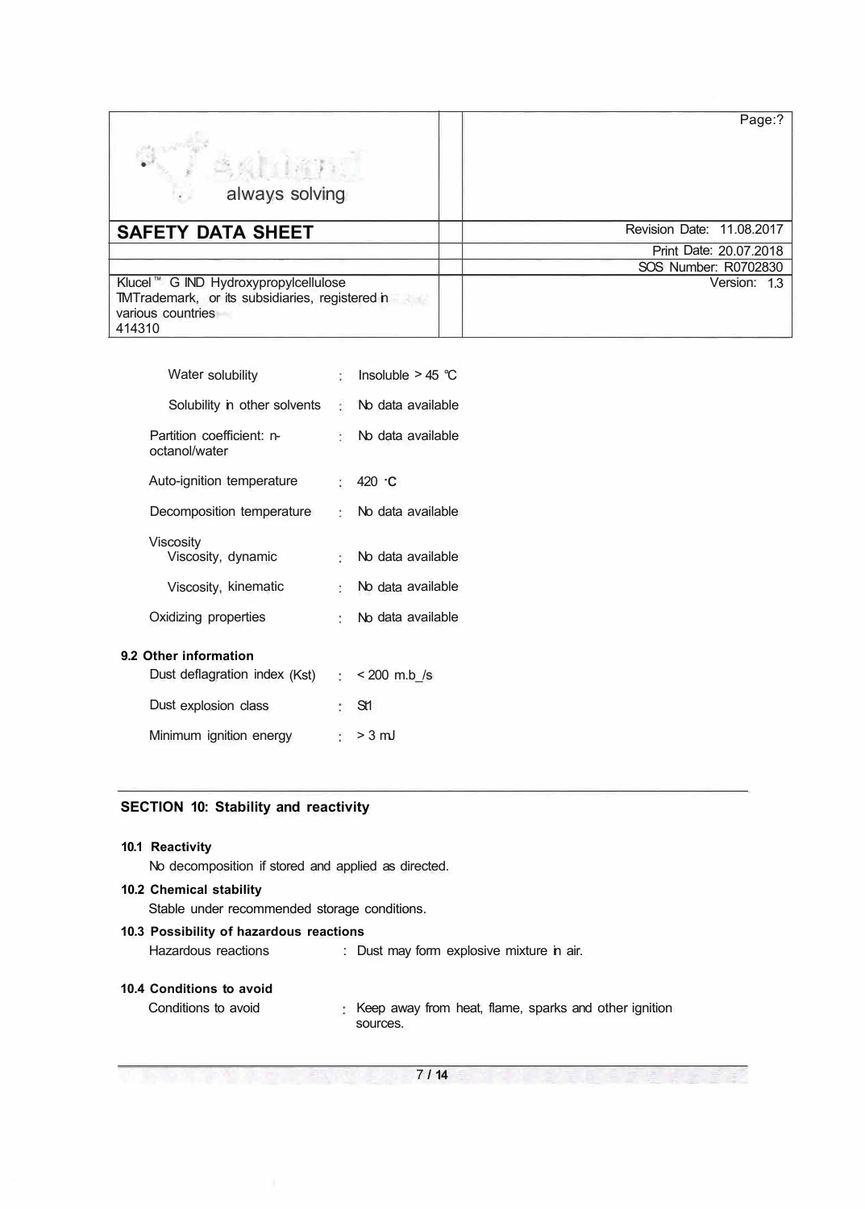| | |
|---|---|
| Water solubility | : Insoluble > 45 °C |
| Solubility in other solvents | : No data available |
| Partition coefficient: n-octanol/water | : No data available |
| Auto-ignition temperature | : 420 °C |
| Decomposition temperature | : No data available |
| Viscosity | |
| Viscosity, dynamic | : No data available |
| Viscosity, kinematic | : No data available |
| Oxidizing properties | : No data available |

**9.2 Other information**

| | |
|---|---|
| Dust deflagration index (Kst) | : < 200 m.b_/s |
| Dust explosion class | : St1 |
| Minimum ignition energy | : > 3 mJ |

## SECTION 10: Stability and reactivity

**10.1 Reactivity**

No decomposition if stored and applied as directed.

**10.2 Chemical stability**

Stable under recommended storage conditions.

**10.3 Possibility of hazardous reactions**

Hazardous reactions : Dust may form explosive mixture in air.

**10.4 Conditions to avoid**

Conditions to avoid : Keep away from heat, flame, sparks and other ignition sources.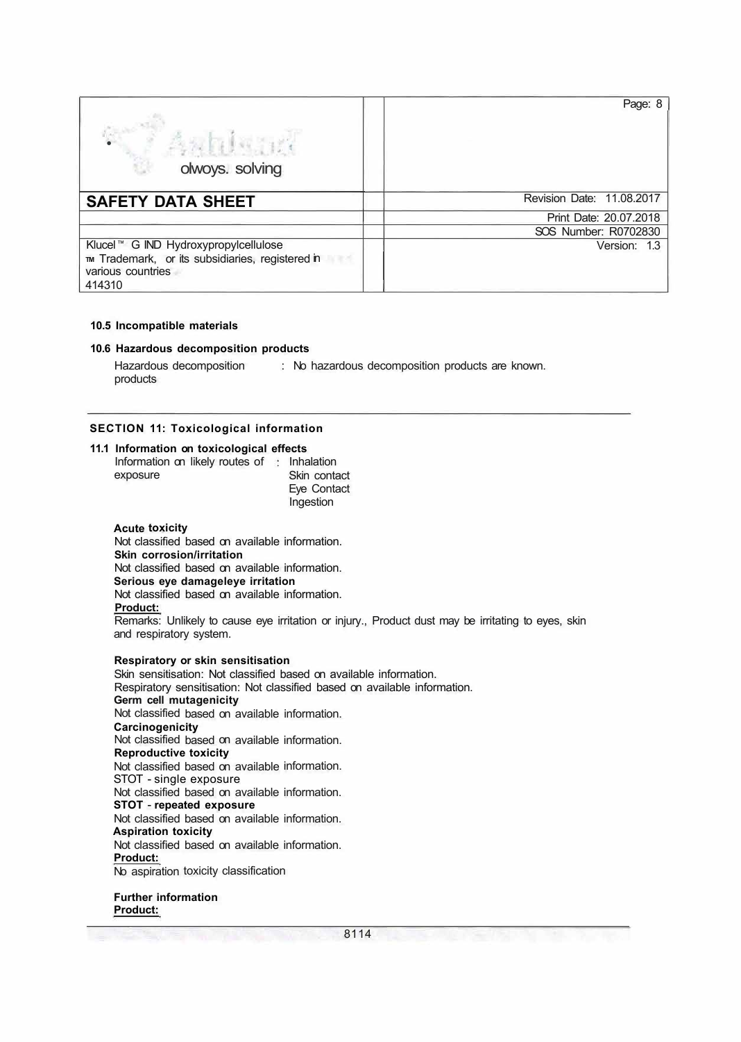**10.5 Incompatible materials**

**10.6 Hazardous decomposition products**

Hazardous decomposition products : No hazardous decomposition products are known.

---

## SECTION 11: Toxicological information

**11.1 Information on toxicological effects**

Information on likely routes of exposure : Inhalation
Skin contact
Eye Contact
Ingestion

**Acute toxicity**
Not classified based on available information.
**Skin corrosion/irritation**
Not classified based on available information.
**Serious eye damageeye irritation**
Not classified based on available information.
**Product:**
Remarks: Unlikely to cause eye irritation or injury., Product dust may be irritating to eyes, skin and respiratory system.

**Respiratory or skin sensitisation**
Skin sensitisation: Not classified based on available information.
Respiratory sensitisation: Not classified based on available information.
**Germ cell mutagenicity**
Not classified based on available information.
**Carcinogenicity**
Not classified based on available information.
**Reproductive toxicity**
Not classified based on available information.
STOT - single exposure
Not classified based on available information.
**STOT - repeated exposure**
Not classified based on available information.
**Aspiration toxicity**
Not classified based on available information.
**Product:**
No aspiration toxicity classification

**Further information**
**Product:**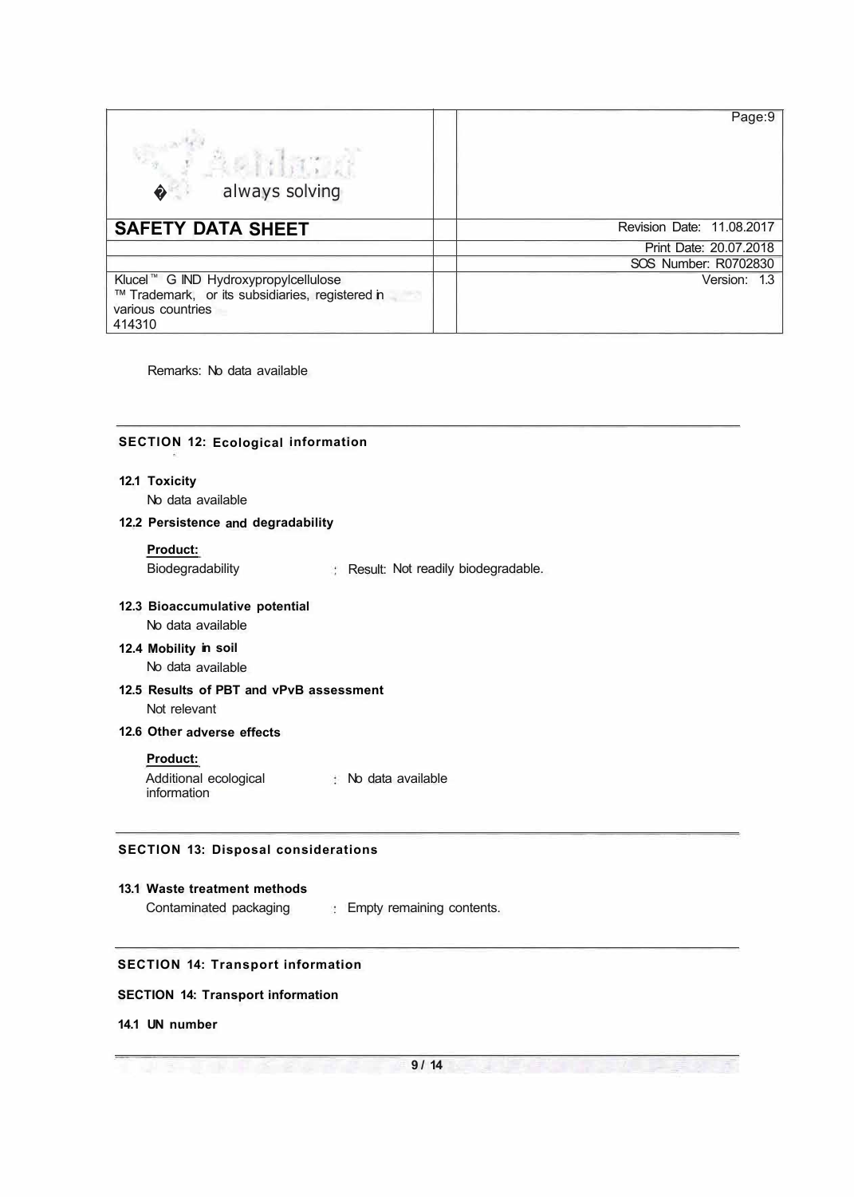Remarks: No data available

## SECTION 12: Ecological information

**12.1 Toxicity**

No data available

**12.2 Persistence and degradability**

**Product:**

Biodegradability : Result: Not readily biodegradable.

**12.3 Bioaccumulative potential**

No data available

**12.4 Mobility in soil**

No data available

**12.5 Results of PBT and vPvB assessment**

Not relevant

**12.6 Other adverse effects**

**Product:**

Additional ecological information : No data available

## SECTION 13: Disposal considerations

**13.1 Waste treatment methods**

Contaminated packaging : Empty remaining contents.

## SECTION 14: Transport information

**SECTION 14: Transport information**

**14.1 UN number**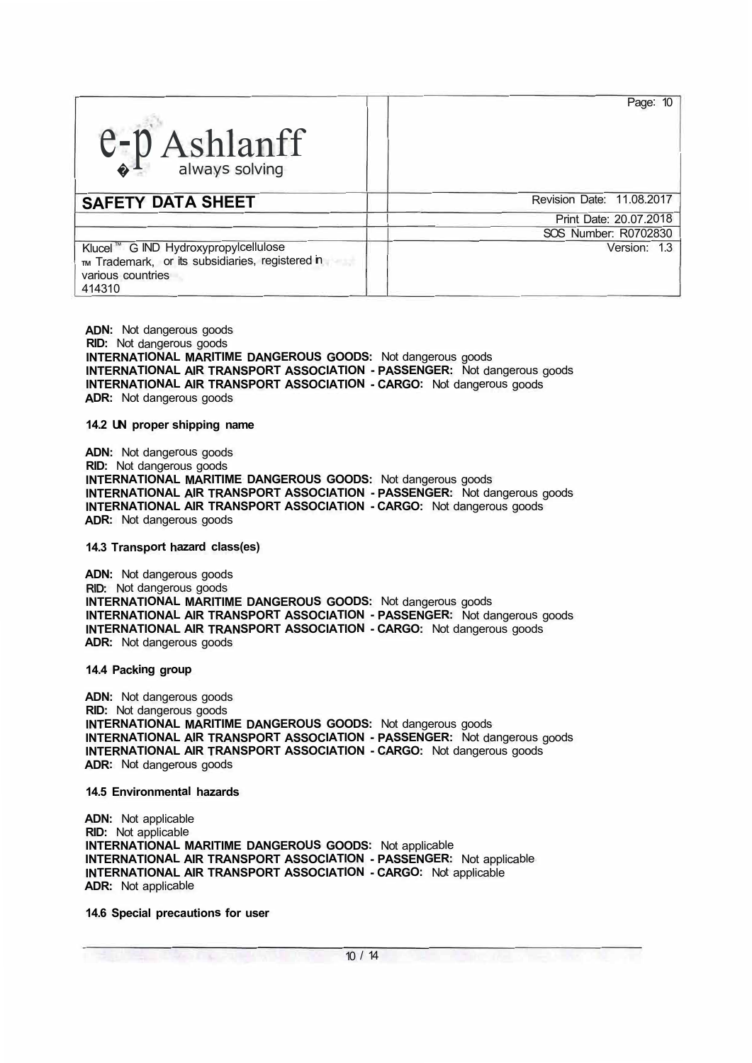**ADN:** Not dangerous goods
**RID:** Not dangerous goods
**INTERNATIONAL MARITIME DANGEROUS GOODS:** Not dangerous goods
**INTERNATIONAL AIR TRANSPORT ASSOCIATION - PASSENGER:** Not dangerous goods
**INTERNATIONAL AIR TRANSPORT ASSOCIATION - CARGO:** Not dangerous goods
**ADR:** Not dangerous goods

**14.2 UN proper shipping name**

**ADN:** Not dangerous goods
**RID:** Not dangerous goods
**INTERNATIONAL MARITIME DANGEROUS GOODS:** Not dangerous goods
**INTERNATIONAL AIR TRANSPORT ASSOCIATION - PASSENGER:** Not dangerous goods
**INTERNATIONAL AIR TRANSPORT ASSOCIATION - CARGO:** Not dangerous goods
**ADR:** Not dangerous goods

**14.3 Transport hazard class(es)**

**ADN:** Not dangerous goods
**RID:** Not dangerous goods
**INTERNATIONAL MARITIME DANGEROUS GOODS:** Not dangerous goods
**INTERNATIONAL AIR TRANSPORT ASSOCIATION - PASSENGER:** Not dangerous goods
**INTERNATIONAL AIR TRANSPORT ASSOCIATION - CARGO:** Not dangerous goods
**ADR:** Not dangerous goods

**14.4 Packing group**

**ADN:** Not dangerous goods
**RID:** Not dangerous goods
**INTERNATIONAL MARITIME DANGEROUS GOODS:** Not dangerous goods
**INTERNATIONAL AIR TRANSPORT ASSOCIATION - PASSENGER:** Not dangerous goods
**INTERNATIONAL AIR TRANSPORT ASSOCIATION - CARGO:** Not dangerous goods
**ADR:** Not dangerous goods

**14.5 Environmental hazards**

**ADN:** Not applicable
**RID:** Not applicable
**INTERNATIONAL MARITIME DANGEROUS GOODS:** Not applicable
**INTERNATIONAL AIR TRANSPORT ASSOCIATION - PASSENGER:** Not applicable
**INTERNATIONAL AIR TRANSPORT ASSOCIATION - CARGO:** Not applicable
**ADR:** Not applicable

**14.6 Special precautions for user**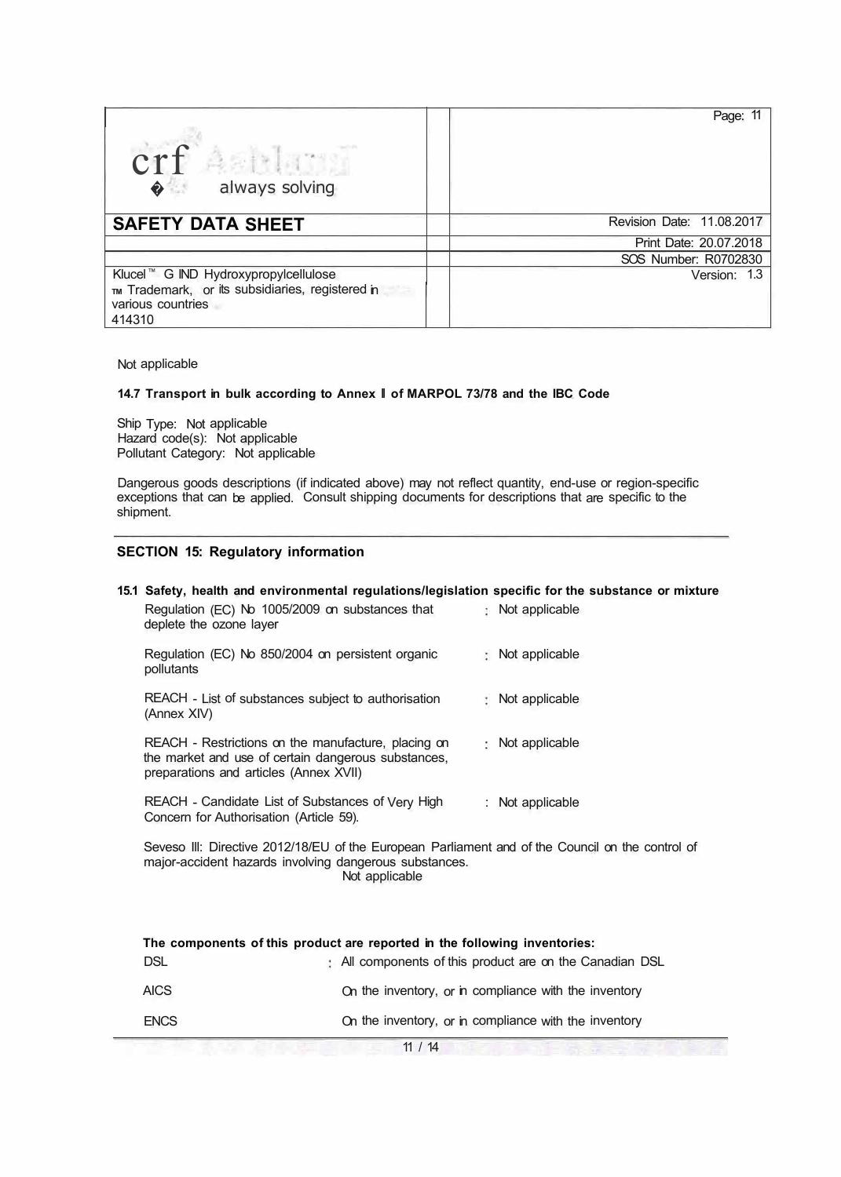Not applicable

**14.7 Transport in bulk according to Annex II of MARPOL 73/78 and the IBC Code**

Ship Type: Not applicable
Hazard code(s): Not applicable
Pollutant Category: Not applicable

Dangerous goods descriptions (if indicated above) may not reflect quantity, end-use or region-specific exceptions that can be applied. Consult shipping documents for descriptions that are specific to the shipment.

## SECTION 15: Regulatory information

**15.1 Safety, health and environmental regulations/legislation specific for the substance or mixture**

| | |
|---|---|
| Regulation (EC) No 1005/2009 on substances that deplete the ozone layer | : Not applicable |
| Regulation (EC) No 850/2004 on persistent organic pollutants | : Not applicable |
| REACH - List of substances subject to authorisation (Annex XIV) | : Not applicable |
| REACH - Restrictions on the manufacture, placing on the market and use of certain dangerous substances, preparations and articles (Annex XVII) | : Not applicable |
| REACH - Candidate List of Substances of Very High Concern for Authorisation (Article 59). | : Not applicable |

Seveso III: Directive 2012/18/EU of the European Parliament and of the Council on the control of major-accident hazards involving dangerous substances.
Not applicable

**The components of this product are reported in the following inventories:**

| | |
|---|---|
| DSL | : All components of this product are on the Canadian DSL |
| AICS | On the inventory, or in compliance with the inventory |
| ENCS | On the inventory, or in compliance with the inventory |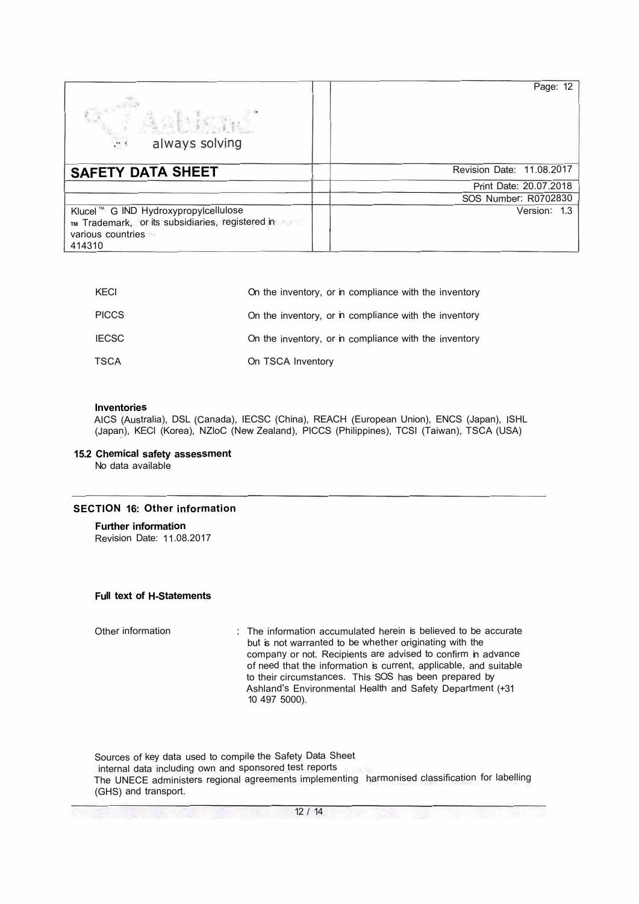| | |
|---|---|
| KECI | On the inventory, or in compliance with the inventory |
| PICCS | On the inventory, or in compliance with the inventory |
| IECSC | On the inventory, or in compliance with the inventory |
| TSCA | On TSCA Inventory |

**Inventories**

AICS (Australia), DSL (Canada), IECSC (China), REACH (European Union), ENCS (Japan), ISHL (Japan), KECI (Korea), NZIoC (New Zealand), PICCS (Philippines), TCSI (Taiwan), TSCA (USA)

### 15.2 Chemical safety assessment

No data available

## SECTION 16: Other information

**Further information**

Revision Date: 11.08.2017

**Full text of H-Statements**

Other information : The information accumulated herein is believed to be accurate but is not warranted to be whether originating with the company or not. Recipients are advised to confirm in advance of need that the information is current, applicable, and suitable to their circumstances. This SDS has been prepared by Ashland's Environmental Health and Safety Department (+31 10 497 5000).

Sources of key data used to compile the Safety Data Sheet
internal data including own and sponsored test reports
The UNECE administers regional agreements implementing harmonised classification for labelling (GHS) and transport.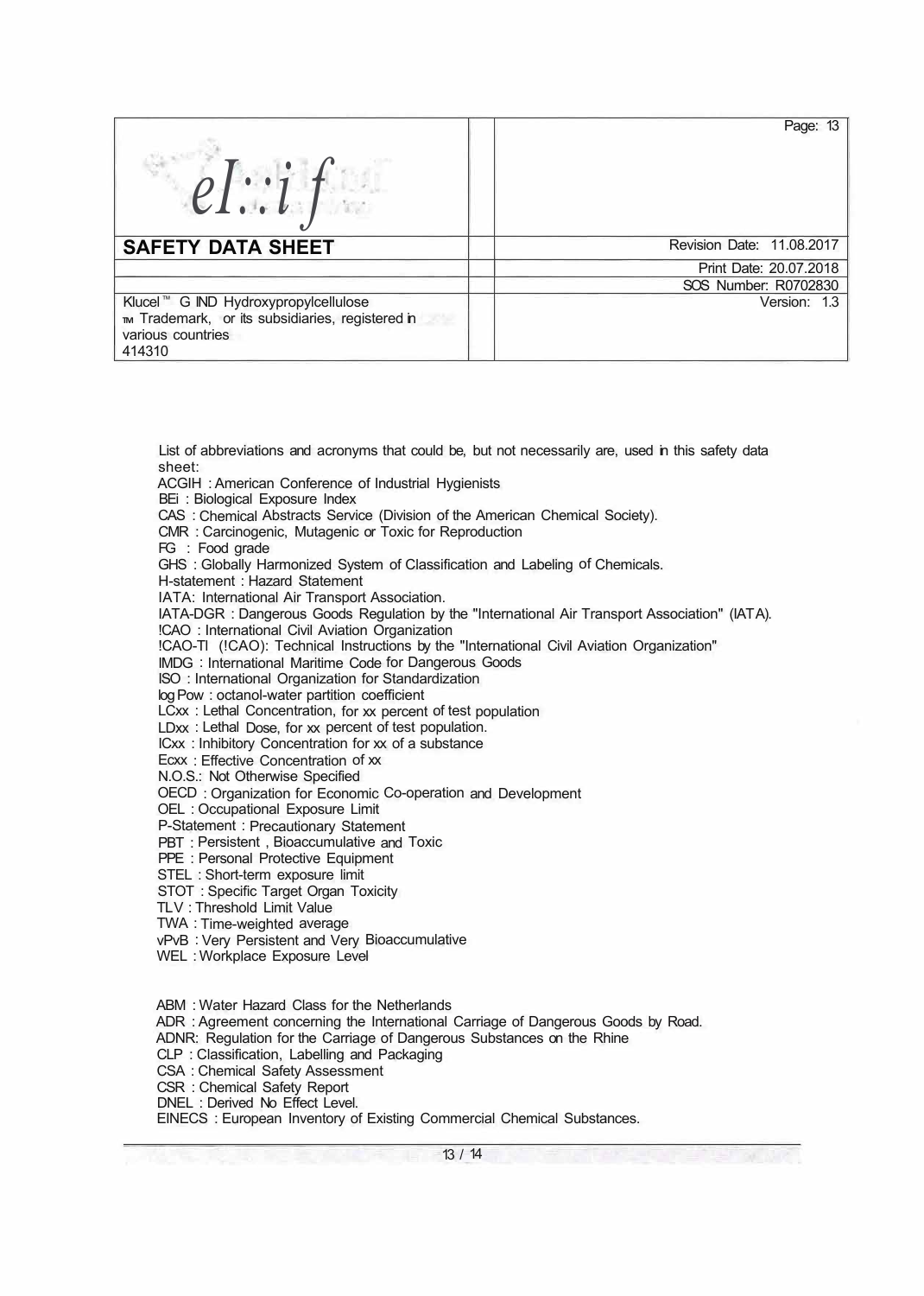List of abbreviations and acronyms that could be, but not necessarily are, used in this safety data sheet:

ACGIH : American Conference of Industrial Hygienists
BEi : Biological Exposure Index
CAS : Chemical Abstracts Service (Division of the American Chemical Society).
CMR : Carcinogenic, Mutagenic or Toxic for Reproduction
FG : Food grade
GHS : Globally Harmonized System of Classification and Labeling of Chemicals.
H-statement : Hazard Statement
IATA: International Air Transport Association.
IATA-DGR : Dangerous Goods Regulation by the "International Air Transport Association" (IATA).
!CAO : International Civil Aviation Organization
!CAO-TI (!CAO): Technical Instructions by the "International Civil Aviation Organization"
IMDG : International Maritime Code for Dangerous Goods
ISO : International Organization for Standardization
log Pow : octanol-water partition coefficient
LCxx : Lethal Concentration, for xx percent of test population
LDxx : Lethal Dose, for xx percent of test population.
ICxx : Inhibitory Concentration for xx of a substance
Ecxx : Effective Concentration of xx
N.O.S.: Not Otherwise Specified
OECD : Organization for Economic Co-operation and Development
OEL : Occupational Exposure Limit
P-Statement : Precautionary Statement
PBT : Persistent , Bioaccumulative and Toxic
PPE : Personal Protective Equipment
STEL : Short-term exposure limit
STOT : Specific Target Organ Toxicity
TLV : Threshold Limit Value
TWA : Time-weighted average
vPvB : Very Persistent and Very Bioaccumulative
WEL : Workplace Exposure Level

ABM : Water Hazard Class for the Netherlands
ADR : Agreement concerning the International Carriage of Dangerous Goods by Road.
ADNR: Regulation for the Carriage of Dangerous Substances on the Rhine
CLP : Classification, Labelling and Packaging
CSA : Chemical Safety Assessment
CSR : Chemical Safety Report
DNEL : Derived No Effect Level.
EINECS : European Inventory of Existing Commercial Chemical Substances.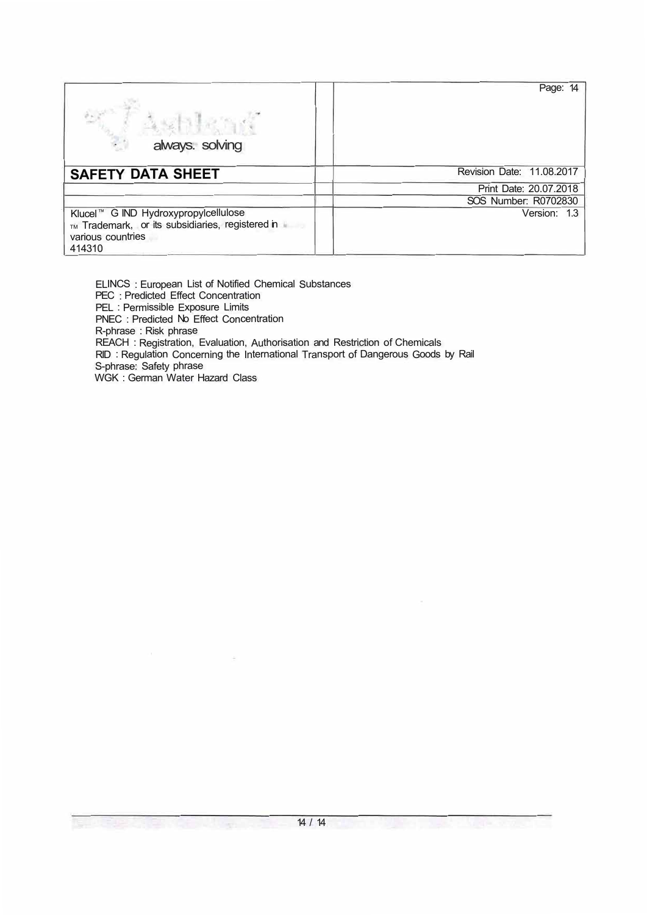ELINCS : European List of Notified Chemical Substances
PEC : Predicted Effect Concentration
PEL : Permissible Exposure Limits
PNEC : Predicted No Effect Concentration
R-phrase : Risk phrase
REACH : Registration, Evaluation, Authorisation and Restriction of Chemicals
RID : Regulation Concerning the International Transport of Dangerous Goods by Rail
S-phrase: Safety phrase
WGK : German Water Hazard Class